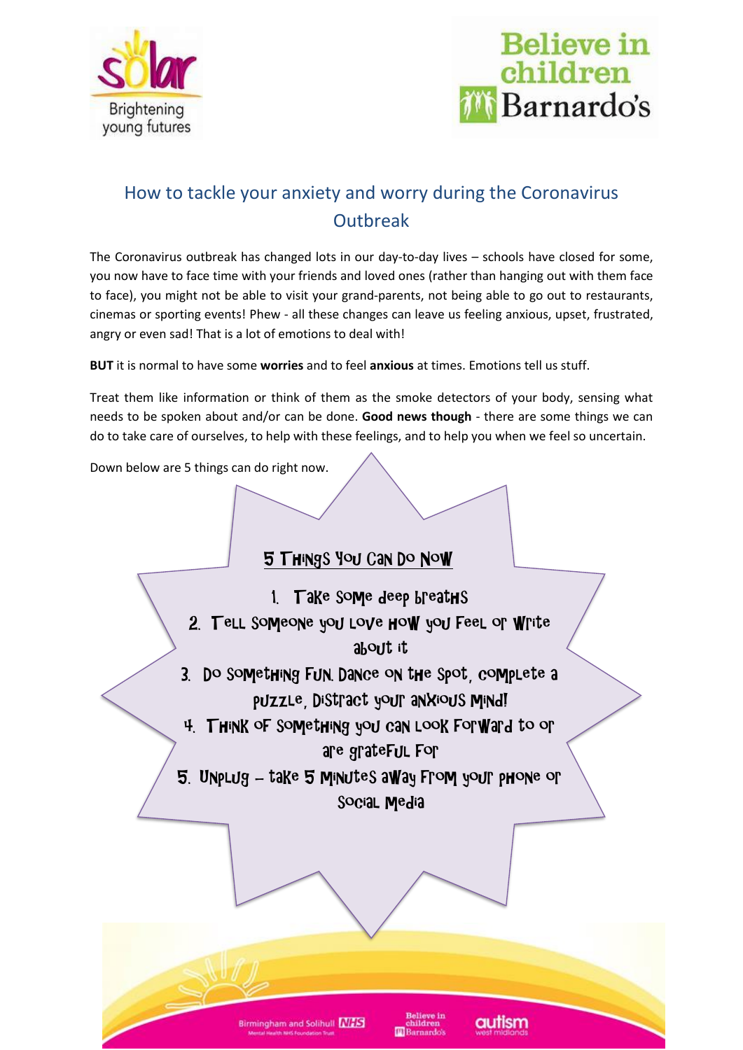# How to tackle your anxiety and worry during the Coronavirus Outbreak

The Coronavirus outbreak has changed lots in our day-to-day lives – schools have closed for some, you now have to face time with your friends and loved ones (rather than hanging out with them face to face), you might not be able to visit your grand-parents, not being able to go out to restaurants, cinemas or sporting events! Phew - all these changes can leave us feeling anxious, upset, frustrated, angry or even sad! That is a lot of emotions to deal with!

**BUT** it is normal to have some **worries** and to feel **anxious** at times. Emotions tell us stuff.

Treat them like information or think of them as the smoke detectors of your body, sensing what needs to be spoken about and/or can be done. **Good news though** - there are some things we can do to take care of ourselves, to help with these feelings, and to help you when we feel so uncertain.

Down below are 5 things can do right now.

## 5 Things You Can Do Now

1. Take some deep breaths
2. Tell someone you love how you feel or write about it
3. Do something fun. Dance on the spot, complete a puzzle, distract your anxious mind!
4. Think of something you can look forward to or are grateful for
5. Unplug – take 5 minutes away from your phone or social media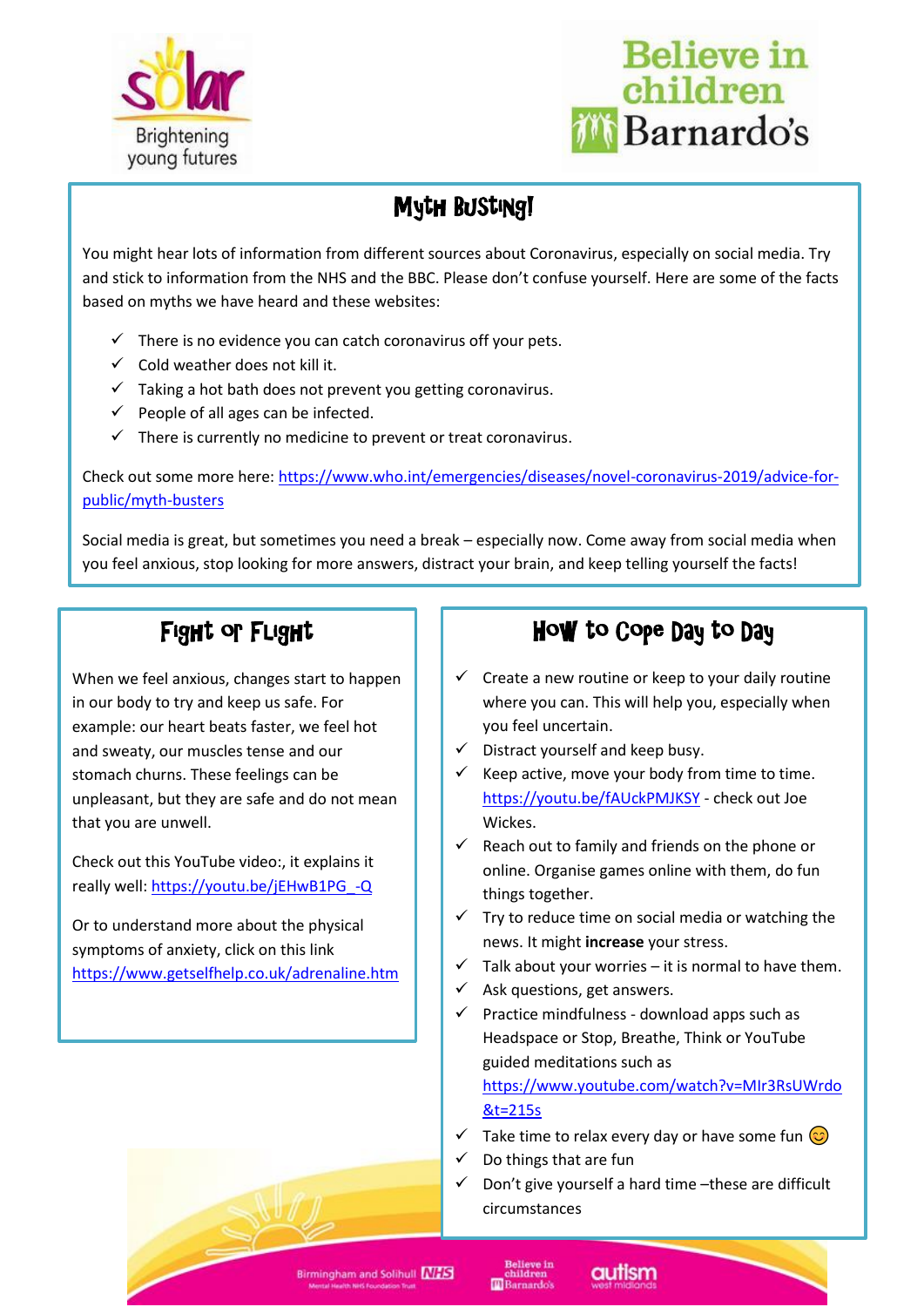## Myth Busting!

You might hear lots of information from different sources about Coronavirus, especially on social media. Try and stick to information from the NHS and the BBC. Please don't confuse yourself. Here are some of the facts based on myths we have heard and these websites:

- ✓ There is no evidence you can catch coronavirus off your pets.
- ✓ Cold weather does not kill it.
- ✓ Taking a hot bath does not prevent you getting coronavirus.
- ✓ People of all ages can be infected.
- ✓ There is currently no medicine to prevent or treat coronavirus.

Check out some more here: https://www.who.int/emergencies/diseases/novel-coronavirus-2019/advice-for-public/myth-busters

Social media is great, but sometimes you need a break – especially now. Come away from social media when you feel anxious, stop looking for more answers, distract your brain, and keep telling yourself the facts!

## Fight or Flight

When we feel anxious, changes start to happen in our body to try and keep us safe. For example: our heart beats faster, we feel hot and sweaty, our muscles tense and our stomach churns. These feelings can be unpleasant, but they are safe and do not mean that you are unwell.

Check out this YouTube video:, it explains it really well: https://youtu.be/jEHwB1PG_-Q

Or to understand more about the physical symptoms of anxiety, click on this link https://www.getselfhelp.co.uk/adrenaline.htm

## How to Cope Day to Day

- ✓ Create a new routine or keep to your daily routine where you can. This will help you, especially when you feel uncertain.
- ✓ Distract yourself and keep busy.
- ✓ Keep active, move your body from time to time. https://youtu.be/fAUckPMJKSY - check out Joe Wickes.
- ✓ Reach out to family and friends on the phone or online. Organise games online with them, do fun things together.
- ✓ Try to reduce time on social media or watching the news. It might **increase** your stress.
- ✓ Talk about your worries – it is normal to have them.
- ✓ Ask questions, get answers.
- ✓ Practice mindfulness - download apps such as Headspace or Stop, Breathe, Think or YouTube guided meditations such as https://www.youtube.com/watch?v=MIr3RsUWrdo&t=215s
- ✓ Take time to relax every day or have some fun 😊
- ✓ Do things that are fun
- ✓ Don't give yourself a hard time –these are difficult circumstances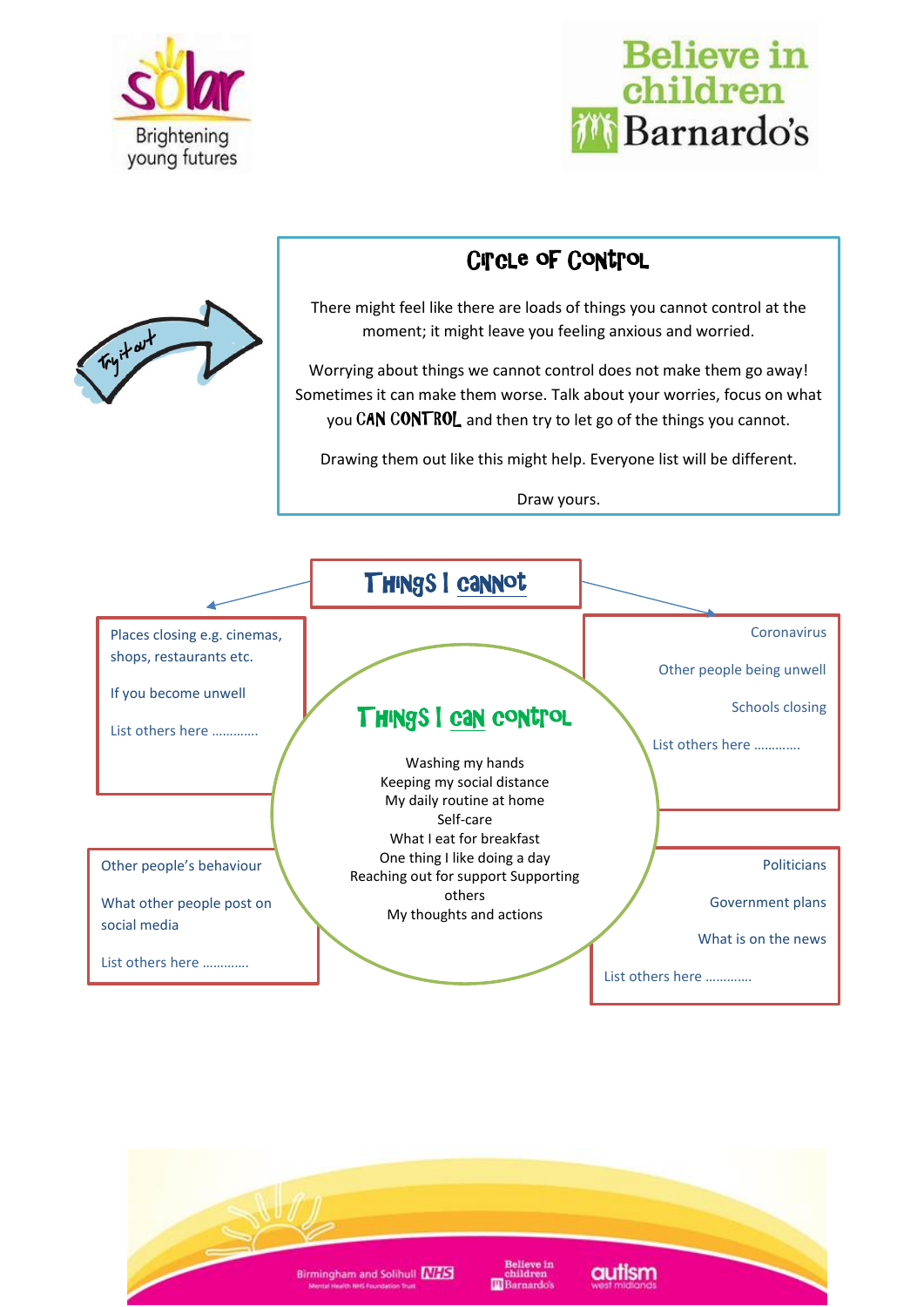## Circle of Control

There might feel like there are loads of things you cannot control at the moment; it might leave you feeling anxious and worried.

Worrying about things we cannot control does not make them go away! Sometimes it can make them worse. Talk about your worries, focus on what you **CAN CONTROL** and then try to let go of the things you cannot.

Drawing them out like this might help. Everyone list will be different.

Draw yours.

Try it out

### Things I cannot

Places closing e.g. cinemas, shops, restaurants etc.

If you become unwell

List others here …………

Coronavirus

Other people being unwell

Schools closing

List others here …………

Other people's behaviour

What other people post on social media

List others here …………

Politicians

Government plans

What is on the news

List others here …………

### Things I can control

Washing my hands
Keeping my social distance
My daily routine at home
Self-care
What I eat for breakfast
One thing I like doing a day
Reaching out for support Supporting others
My thoughts and actions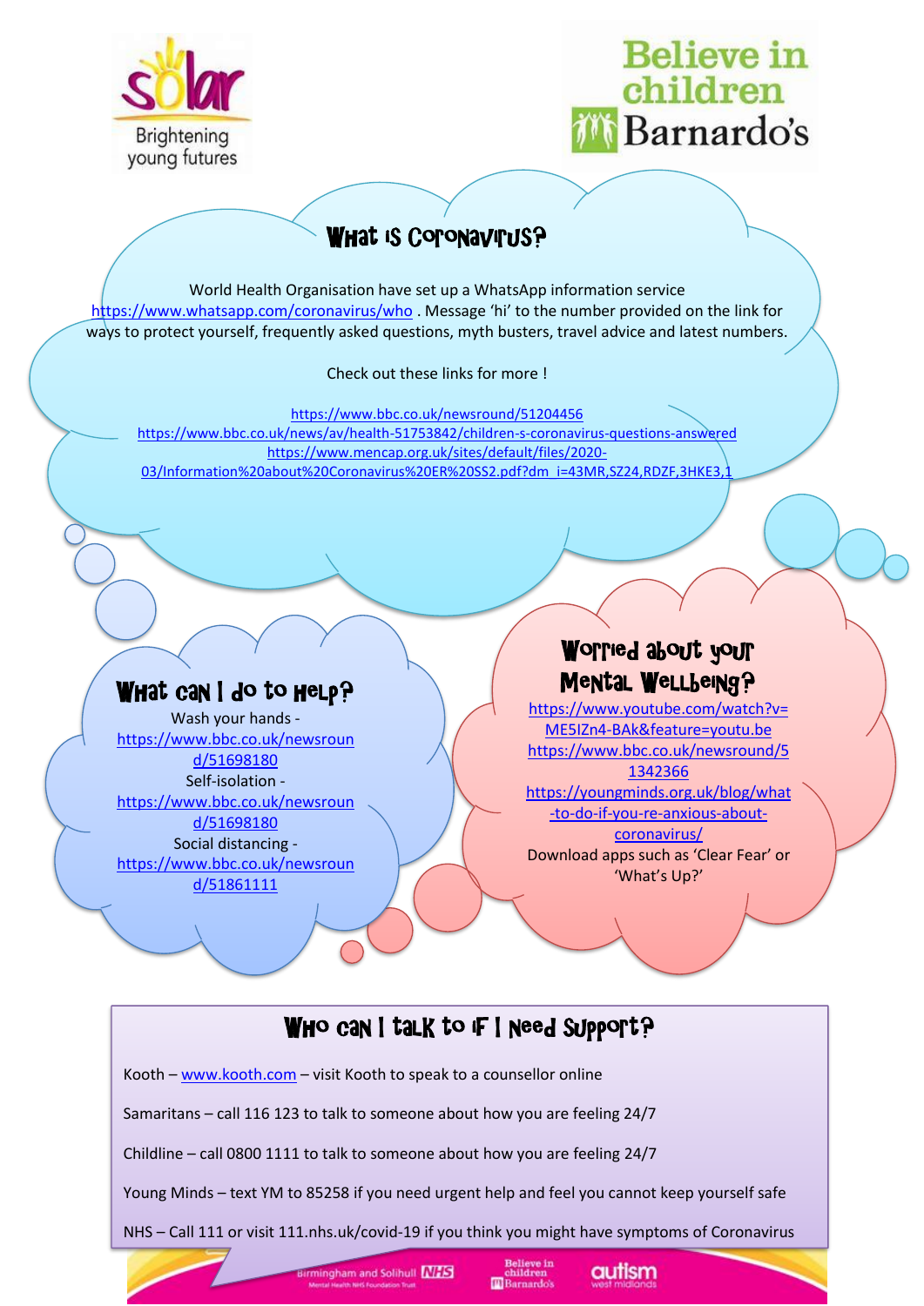Solar – Brightening young futures

Believe in children Barnardo's

## What is Coronavirus?

World Health Organisation have set up a WhatsApp information service https://www.whatsapp.com/coronavirus/who . Message 'hi' to the number provided on the link for ways to protect yourself, frequently asked questions, myth busters, travel advice and latest numbers.

Check out these links for more !

https://www.bbc.co.uk/newsround/51204456
https://www.bbc.co.uk/news/av/health-51753842/children-s-coronavirus-questions-answered
https://www.mencap.org.uk/sites/default/files/2020-03/Information%20about%20Coronavirus%20ER%20SS2.pdf?dm_i=43MR,SZ24,RDZF,3HKE3,1

## What can I do to help?

Wash your hands - https://www.bbc.co.uk/newsround/51698180

Self-isolation - https://www.bbc.co.uk/newsround/51698180

Social distancing - https://www.bbc.co.uk/newsround/51861111

## Worried about your Mental Wellbeing?

https://www.youtube.com/watch?v=ME5IZn4-BAk&feature=youtu.be
https://www.bbc.co.uk/newsround/51342366
https://youngminds.org.uk/blog/what-to-do-if-you-re-anxious-about-coronavirus/

Download apps such as 'Clear Fear' or 'What's Up?'

## Who can I talk to if I need Support?

Kooth – www.kooth.com – visit Kooth to speak to a counsellor online

Samaritans – call 116 123 to talk to someone about how you are feeling 24/7

Childline – call 0800 1111 to talk to someone about how you are feeling 24/7

Young Minds – text YM to 85258 if you need urgent help and feel you cannot keep yourself safe

NHS – Call 111 or visit 111.nhs.uk/covid-19 if you think you might have symptoms of Coronavirus

Birmingham and Solihull NHS Mental Health NHS Foundation Trust | Believe in children Barnardo's | autism west midlands